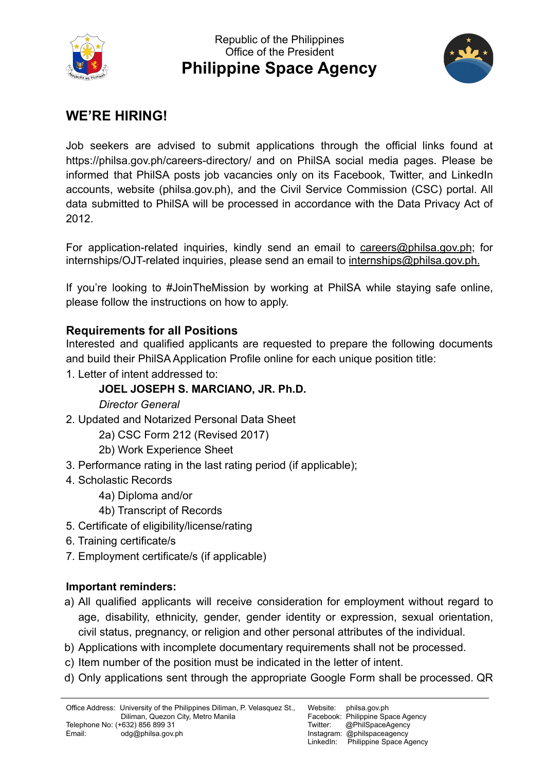Republic of the Philippines
Office of the President

# Philippine Space Agency

## WE'RE HIRING!

Job seekers are advised to submit applications through the official links found at https://philsa.gov.ph/careers-directory/ and on PhilSA social media pages. Please be informed that PhilSA posts job vacancies only on its Facebook, Twitter, and LinkedIn accounts, website (philsa.gov.ph), and the Civil Service Commission (CSC) portal. All data submitted to PhilSA will be processed in accordance with the Data Privacy Act of 2012.

For application-related inquiries, kindly send an email to careers@philsa.gov.ph; for internships/OJT-related inquiries, please send an email to internships@philsa.gov.ph.

If you're looking to #JoinTheMission by working at PhilSA while staying safe online, please follow the instructions on how to apply.

### Requirements for all Positions

Interested and qualified applicants are requested to prepare the following documents and build their PhilSA Application Profile online for each unique position title:

1. Letter of intent addressed to:
   **JOEL JOSEPH S. MARCIANO, JR. Ph.D.**
   *Director General*
2. Updated and Notarized Personal Data Sheet
   2a) CSC Form 212 (Revised 2017)
   2b) Work Experience Sheet
3. Performance rating in the last rating period (if applicable);
4. Scholastic Records
   4a) Diploma and/or
   4b) Transcript of Records
5. Certificate of eligibility/license/rating
6. Training certificate/s
7. Employment certificate/s (if applicable)

### Important reminders:

a) All qualified applicants will receive consideration for employment without regard to age, disability, ethnicity, gender, gender identity or expression, sexual orientation, civil status, pregnancy, or religion and other personal attributes of the individual.
b) Applications with incomplete documentary requirements shall not be processed.
c) Item number of the position must be indicated in the letter of intent.
d) Only applications sent through the appropriate Google Form shall be processed. QR

Office Address: University of the Philippines Diliman, P. Velasquez St., Diliman, Quezon City, Metro Manila
Telephone No: (+632) 856 899 31
Email: odg@philsa.gov.ph

Website: philsa.gov.ph
Facebook: Philippine Space Agency
Twitter: @PhilSpaceAgency
Instagram: @philspaceagency
LinkedIn: Philippine Space Agency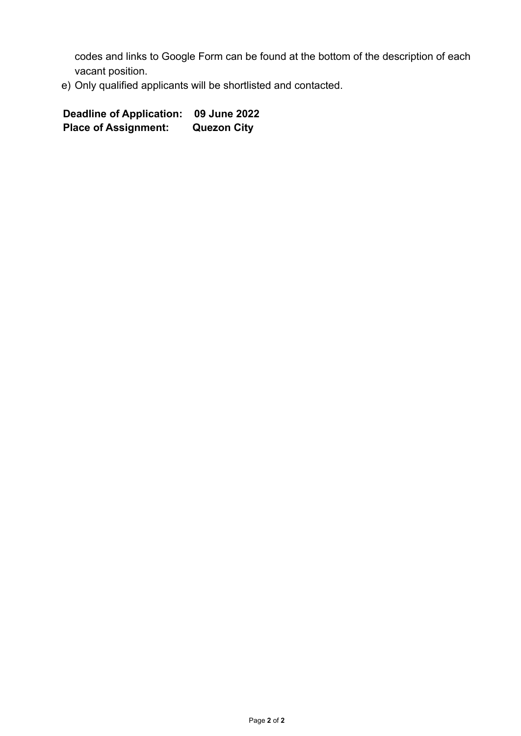codes and links to Google Form can be found at the bottom of the description of each vacant position.

e) Only qualified applicants will be shortlisted and contacted.

**Deadline of Application:** **09 June 2022**
**Place of Assignment:** **Quezon City**